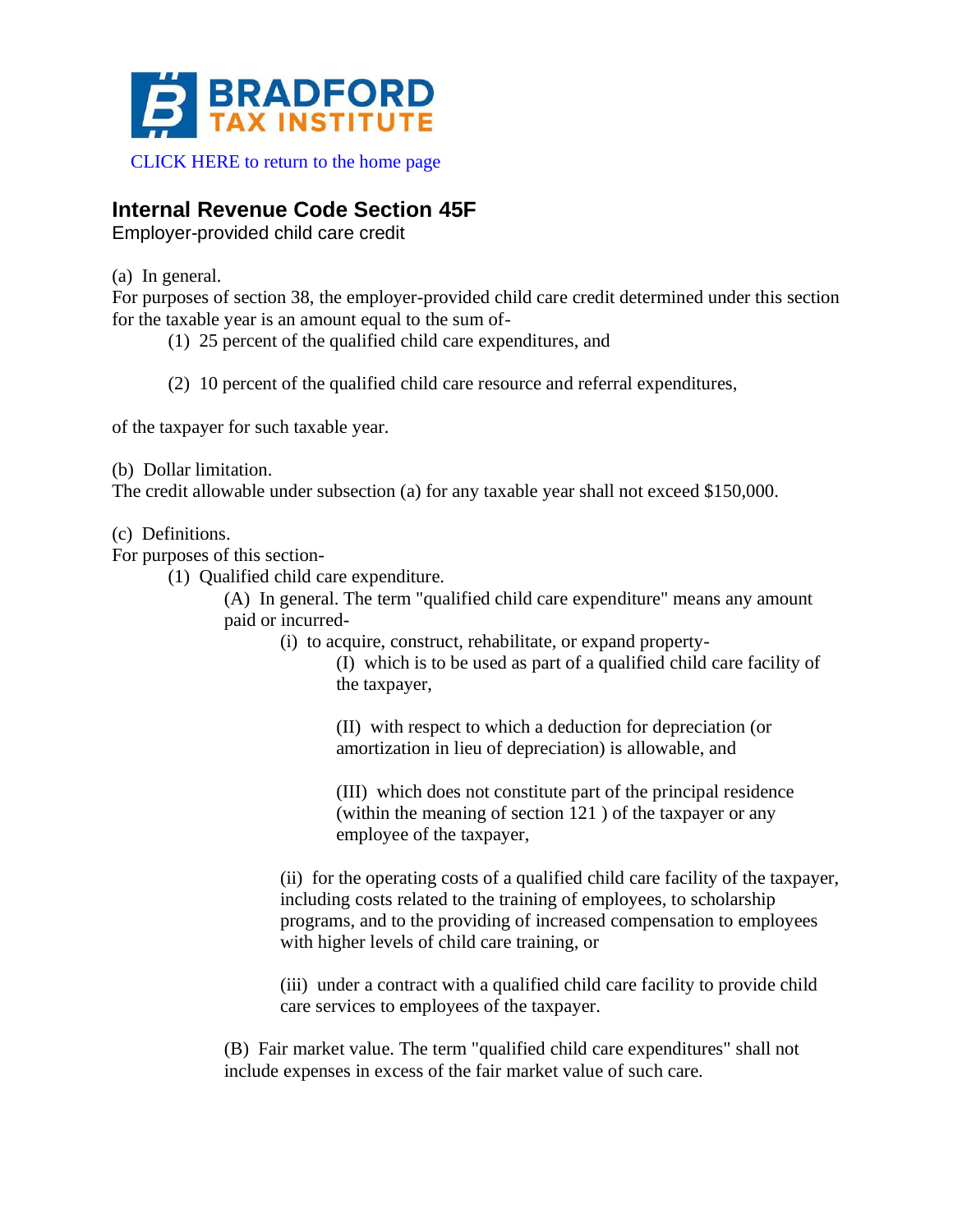BRADFORD TAX INSTITUTE

CLICK HERE to return to the home page

## Internal Revenue Code Section 45F

Employer-provided child care credit

(a) In general.
For purposes of section 38, the employer-provided child care credit determined under this section for the taxable year is an amount equal to the sum of-

> (1) 25 percent of the qualified child care expenditures, and
>
> (2) 10 percent of the qualified child care resource and referral expenditures,

of the taxpayer for such taxable year.

(b) Dollar limitation.
The credit allowable under subsection (a) for any taxable year shall not exceed $150,000.

(c) Definitions.
For purposes of this section-

> (1) Qualified child care expenditure.
>
> > (A) In general. The term "qualified child care expenditure" means any amount paid or incurred-
> >
> > > (i) to acquire, construct, rehabilitate, or expand property-
> > >
> > > > (I) which is to be used as part of a qualified child care facility of the taxpayer,
> > > >
> > > > (II) with respect to which a deduction for depreciation (or amortization in lieu of depreciation) is allowable, and
> > > >
> > > > (III) which does not constitute part of the principal residence (within the meaning of section 121 ) of the taxpayer or any employee of the taxpayer,
> > >
> > > (ii) for the operating costs of a qualified child care facility of the taxpayer, including costs related to the training of employees, to scholarship programs, and to the providing of increased compensation to employees with higher levels of child care training, or
> > >
> > > (iii) under a contract with a qualified child care facility to provide child care services to employees of the taxpayer.
> >
> > (B) Fair market value. The term "qualified child care expenditures" shall not include expenses in excess of the fair market value of such care.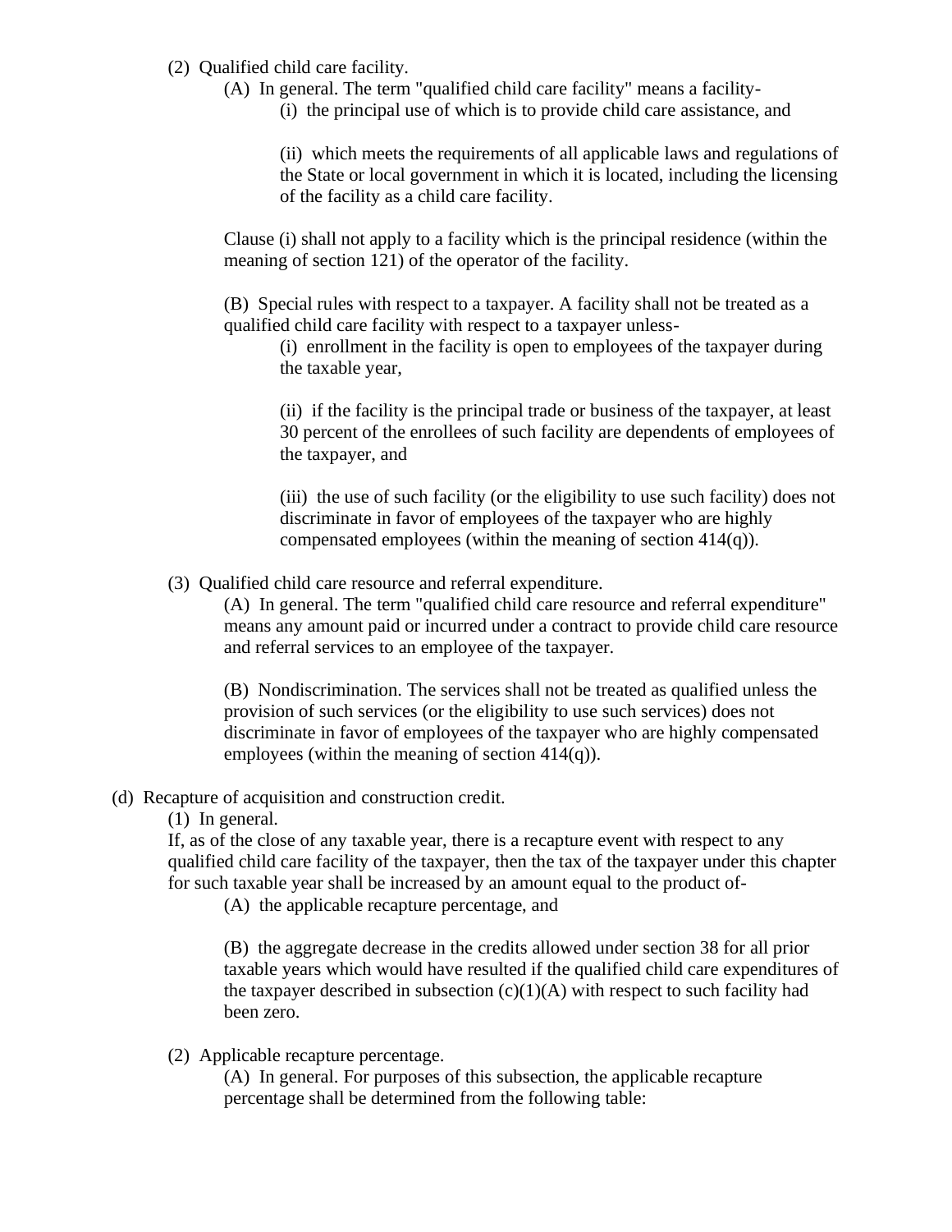(2) Qualified child care facility.

(A) In general. The term "qualified child care facility" means a facility-

(i) the principal use of which is to provide child care assistance, and

(ii) which meets the requirements of all applicable laws and regulations of the State or local government in which it is located, including the licensing of the facility as a child care facility.

Clause (i) shall not apply to a facility which is the principal residence (within the meaning of section 121) of the operator of the facility.

(B) Special rules with respect to a taxpayer. A facility shall not be treated as a qualified child care facility with respect to a taxpayer unless-

(i) enrollment in the facility is open to employees of the taxpayer during the taxable year,

(ii) if the facility is the principal trade or business of the taxpayer, at least 30 percent of the enrollees of such facility are dependents of employees of the taxpayer, and

(iii) the use of such facility (or the eligibility to use such facility) does not discriminate in favor of employees of the taxpayer who are highly compensated employees (within the meaning of section 414(q)).

(3) Qualified child care resource and referral expenditure.

(A) In general. The term "qualified child care resource and referral expenditure" means any amount paid or incurred under a contract to provide child care resource and referral services to an employee of the taxpayer.

(B) Nondiscrimination. The services shall not be treated as qualified unless the provision of such services (or the eligibility to use such services) does not discriminate in favor of employees of the taxpayer who are highly compensated employees (within the meaning of section 414(q)).

(d) Recapture of acquisition and construction credit.

(1) In general.

If, as of the close of any taxable year, there is a recapture event with respect to any qualified child care facility of the taxpayer, then the tax of the taxpayer under this chapter for such taxable year shall be increased by an amount equal to the product of-

(A) the applicable recapture percentage, and

(B) the aggregate decrease in the credits allowed under section 38 for all prior taxable years which would have resulted if the qualified child care expenditures of the taxpayer described in subsection (c)(1)(A) with respect to such facility had been zero.

(2) Applicable recapture percentage.

(A) In general. For purposes of this subsection, the applicable recapture percentage shall be determined from the following table: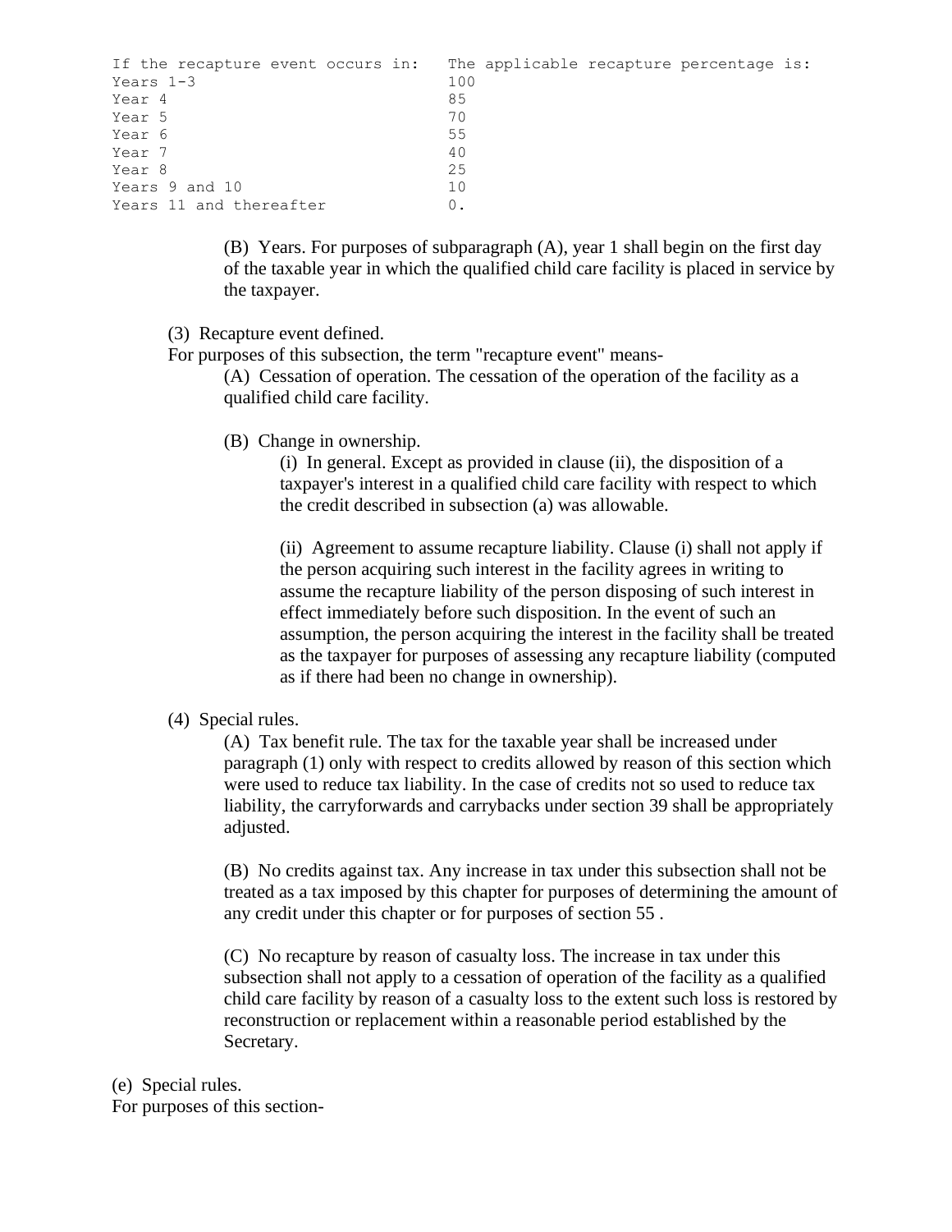| If the recapture event occurs in: | The applicable recapture percentage is: |
|---|---|
| Years 1-3 | 100 |
| Year 4 | 85 |
| Year 5 | 70 |
| Year 6 | 55 |
| Year 7 | 40 |
| Year 8 | 25 |
| Years 9 and 10 | 10 |
| Years 11 and thereafter | 0. |

(B) Years. For purposes of subparagraph (A), year 1 shall begin on the first day of the taxable year in which the qualified child care facility is placed in service by the taxpayer.

(3) Recapture event defined.

For purposes of this subsection, the term "recapture event" means-

(A) Cessation of operation. The cessation of the operation of the facility as a qualified child care facility.

(B) Change in ownership.

(i) In general. Except as provided in clause (ii), the disposition of a taxpayer's interest in a qualified child care facility with respect to which the credit described in subsection (a) was allowable.

(ii) Agreement to assume recapture liability. Clause (i) shall not apply if the person acquiring such interest in the facility agrees in writing to assume the recapture liability of the person disposing of such interest in effect immediately before such disposition. In the event of such an assumption, the person acquiring the interest in the facility shall be treated as the taxpayer for purposes of assessing any recapture liability (computed as if there had been no change in ownership).

(4) Special rules.

(A) Tax benefit rule. The tax for the taxable year shall be increased under paragraph (1) only with respect to credits allowed by reason of this section which were used to reduce tax liability. In the case of credits not so used to reduce tax liability, the carryforwards and carrybacks under section 39 shall be appropriately adjusted.

(B) No credits against tax. Any increase in tax under this subsection shall not be treated as a tax imposed by this chapter for purposes of determining the amount of any credit under this chapter or for purposes of section 55 .

(C) No recapture by reason of casualty loss. The increase in tax under this subsection shall not apply to a cessation of operation of the facility as a qualified child care facility by reason of a casualty loss to the extent such loss is restored by reconstruction or replacement within a reasonable period established by the Secretary.

(e) Special rules.

For purposes of this section-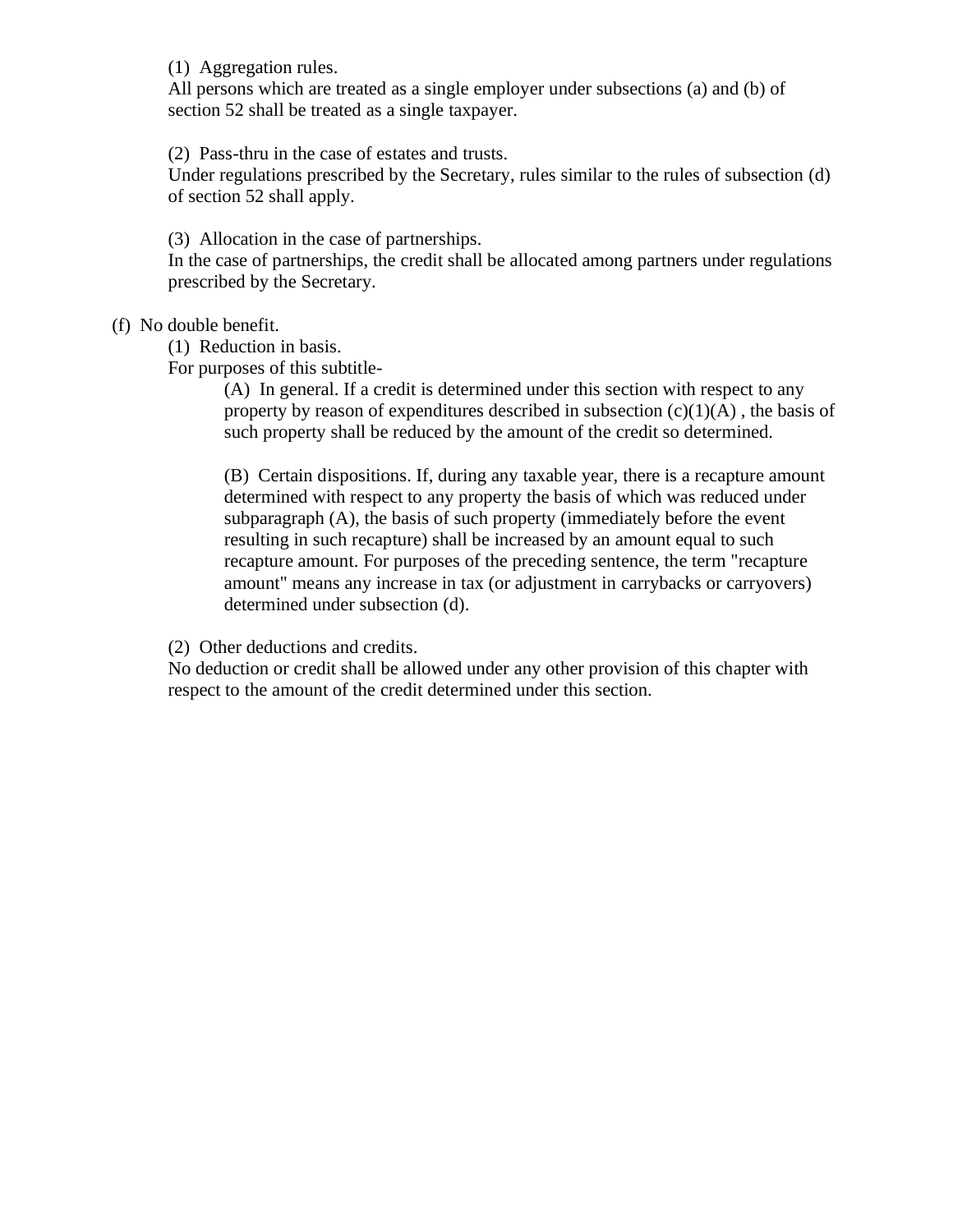(1) Aggregation rules.

All persons which are treated as a single employer under subsections (a) and (b) of section 52 shall be treated as a single taxpayer.

(2) Pass-thru in the case of estates and trusts.

Under regulations prescribed by the Secretary, rules similar to the rules of subsection (d) of section 52 shall apply.

(3) Allocation in the case of partnerships.

In the case of partnerships, the credit shall be allocated among partners under regulations prescribed by the Secretary.

(f) No double benefit.

(1) Reduction in basis.

For purposes of this subtitle-

(A) In general. If a credit is determined under this section with respect to any property by reason of expenditures described in subsection (c)(1)(A) , the basis of such property shall be reduced by the amount of the credit so determined.

(B) Certain dispositions. If, during any taxable year, there is a recapture amount determined with respect to any property the basis of which was reduced under subparagraph (A), the basis of such property (immediately before the event resulting in such recapture) shall be increased by an amount equal to such recapture amount. For purposes of the preceding sentence, the term "recapture amount" means any increase in tax (or adjustment in carrybacks or carryovers) determined under subsection (d).

(2) Other deductions and credits.

No deduction or credit shall be allowed under any other provision of this chapter with respect to the amount of the credit determined under this section.